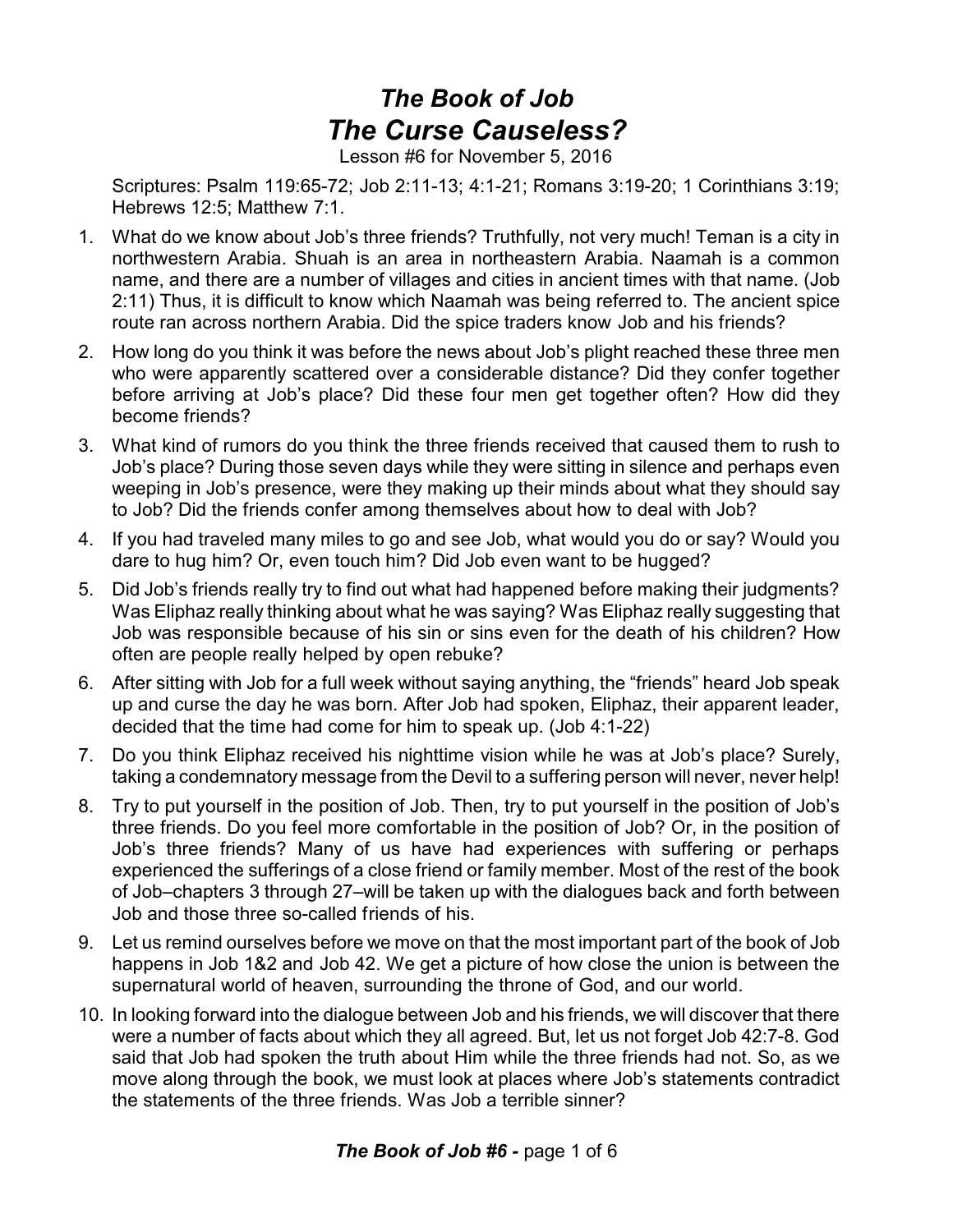# *The Book of Job*
# *The Curse Causeless?*

Lesson #6 for November 5, 2016

Scriptures: Psalm 119:65-72; Job 2:11-13; 4:1-21; Romans 3:19-20; 1 Corinthians 3:19; Hebrews 12:5; Matthew 7:1.

1. What do we know about Job's three friends? Truthfully, not very much! Teman is a city in northwestern Arabia. Shuah is an area in northeastern Arabia. Naamah is a common name, and there are a number of villages and cities in ancient times with that name. (Job 2:11) Thus, it is difficult to know which Naamah was being referred to. The ancient spice route ran across northern Arabia. Did the spice traders know Job and his friends?
2. How long do you think it was before the news about Job's plight reached these three men who were apparently scattered over a considerable distance? Did they confer together before arriving at Job's place? Did these four men get together often? How did they become friends?
3. What kind of rumors do you think the three friends received that caused them to rush to Job's place? During those seven days while they were sitting in silence and perhaps even weeping in Job's presence, were they making up their minds about what they should say to Job? Did the friends confer among themselves about how to deal with Job?
4. If you had traveled many miles to go and see Job, what would you do or say? Would you dare to hug him? Or, even touch him? Did Job even want to be hugged?
5. Did Job's friends really try to find out what had happened before making their judgments? Was Eliphaz really thinking about what he was saying? Was Eliphaz really suggesting that Job was responsible because of his sin or sins even for the death of his children? How often are people really helped by open rebuke?
6. After sitting with Job for a full week without saying anything, the "friends" heard Job speak up and curse the day he was born. After Job had spoken, Eliphaz, their apparent leader, decided that the time had come for him to speak up. (Job 4:1-22)
7. Do you think Eliphaz received his nighttime vision while he was at Job's place? Surely, taking a condemnatory message from the Devil to a suffering person will never, never help!
8. Try to put yourself in the position of Job. Then, try to put yourself in the position of Job's three friends. Do you feel more comfortable in the position of Job? Or, in the position of Job's three friends? Many of us have had experiences with suffering or perhaps experienced the sufferings of a close friend or family member. Most of the rest of the book of Job–chapters 3 through 27–will be taken up with the dialogues back and forth between Job and those three so-called friends of his.
9. Let us remind ourselves before we move on that the most important part of the book of Job happens in Job 1&2 and Job 42. We get a picture of how close the union is between the supernatural world of heaven, surrounding the throne of God, and our world.
10. In looking forward into the dialogue between Job and his friends, we will discover that there were a number of facts about which they all agreed. But, let us not forget Job 42:7-8. God said that Job had spoken the truth about Him while the three friends had not. So, as we move along through the book, we must look at places where Job's statements contradict the statements of the three friends. Was Job a terrible sinner?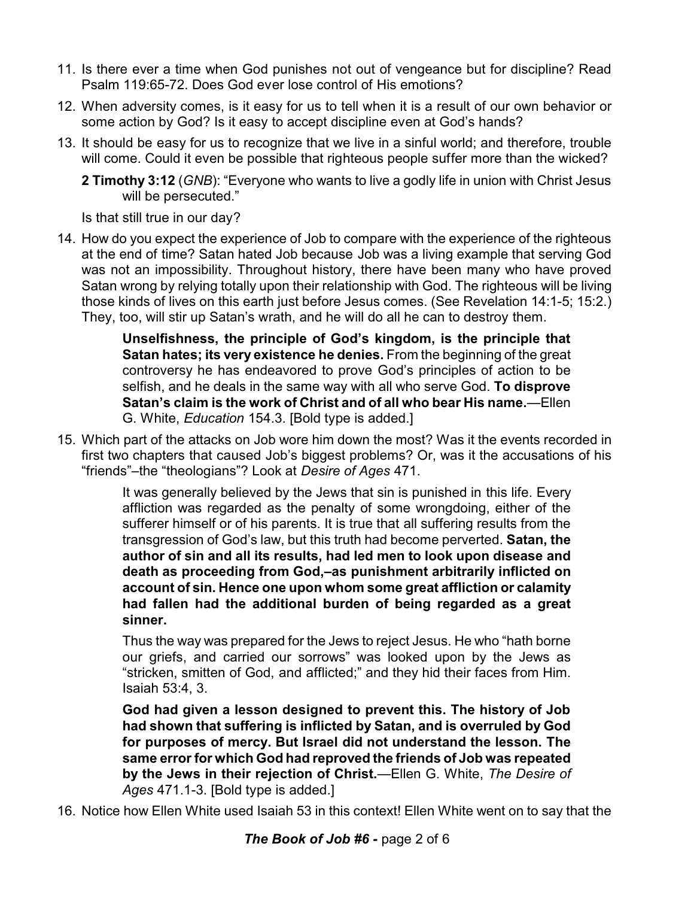11. Is there ever a time when God punishes not out of vengeance but for discipline? Read Psalm 119:65-72. Does God ever lose control of His emotions?

12. When adversity comes, is it easy for us to tell when it is a result of our own behavior or some action by God? Is it easy to accept discipline even at God's hands?

13. It should be easy for us to recognize that we live in a sinful world; and therefore, trouble will come. Could it even be possible that righteous people suffer more than the wicked?

    **2 Timothy 3:12** (*GNB*): "Everyone who wants to live a godly life in union with Christ Jesus will be persecuted."

    Is that still true in our day?

14. How do you expect the experience of Job to compare with the experience of the righteous at the end of time? Satan hated Job because Job was a living example that serving God was not an impossibility. Throughout history, there have been many who have proved Satan wrong by relying totally upon their relationship with God. The righteous will be living those kinds of lives on this earth just before Jesus comes. (See Revelation 14:1-5; 15:2.) They, too, will stir up Satan's wrath, and he will do all he can to destroy them.

    > **Unselfishness, the principle of God's kingdom, is the principle that Satan hates; its very existence he denies.** From the beginning of the great controversy he has endeavored to prove God's principles of action to be selfish, and he deals in the same way with all who serve God. **To disprove Satan's claim is the work of Christ and of all who bear His name.**—Ellen G. White, *Education* 154.3. [Bold type is added.]

15. Which part of the attacks on Job wore him down the most? Was it the events recorded in first two chapters that caused Job's biggest problems? Or, was it the accusations of his "friends"–the "theologians"? Look at *Desire of Ages* 471.

    > It was generally believed by the Jews that sin is punished in this life. Every affliction was regarded as the penalty of some wrongdoing, either of the sufferer himself or of his parents. It is true that all suffering results from the transgression of God's law, but this truth had become perverted. **Satan, the author of sin and all its results, had led men to look upon disease and death as proceeding from God,–as punishment arbitrarily inflicted on account of sin. Hence one upon whom some great affliction or calamity had fallen had the additional burden of being regarded as a great sinner.**
    >
    > Thus the way was prepared for the Jews to reject Jesus. He who "hath borne our griefs, and carried our sorrows" was looked upon by the Jews as "stricken, smitten of God, and afflicted;" and they hid their faces from Him. Isaiah 53:4, 3.
    >
    > **God had given a lesson designed to prevent this. The history of Job had shown that suffering is inflicted by Satan, and is overruled by God for purposes of mercy. But Israel did not understand the lesson. The same error for which God had reproved the friends of Job was repeated by the Jews in their rejection of Christ.**—Ellen G. White, *The Desire of Ages* 471.1-3. [Bold type is added.]

16. Notice how Ellen White used Isaiah 53 in this context! Ellen White went on to say that the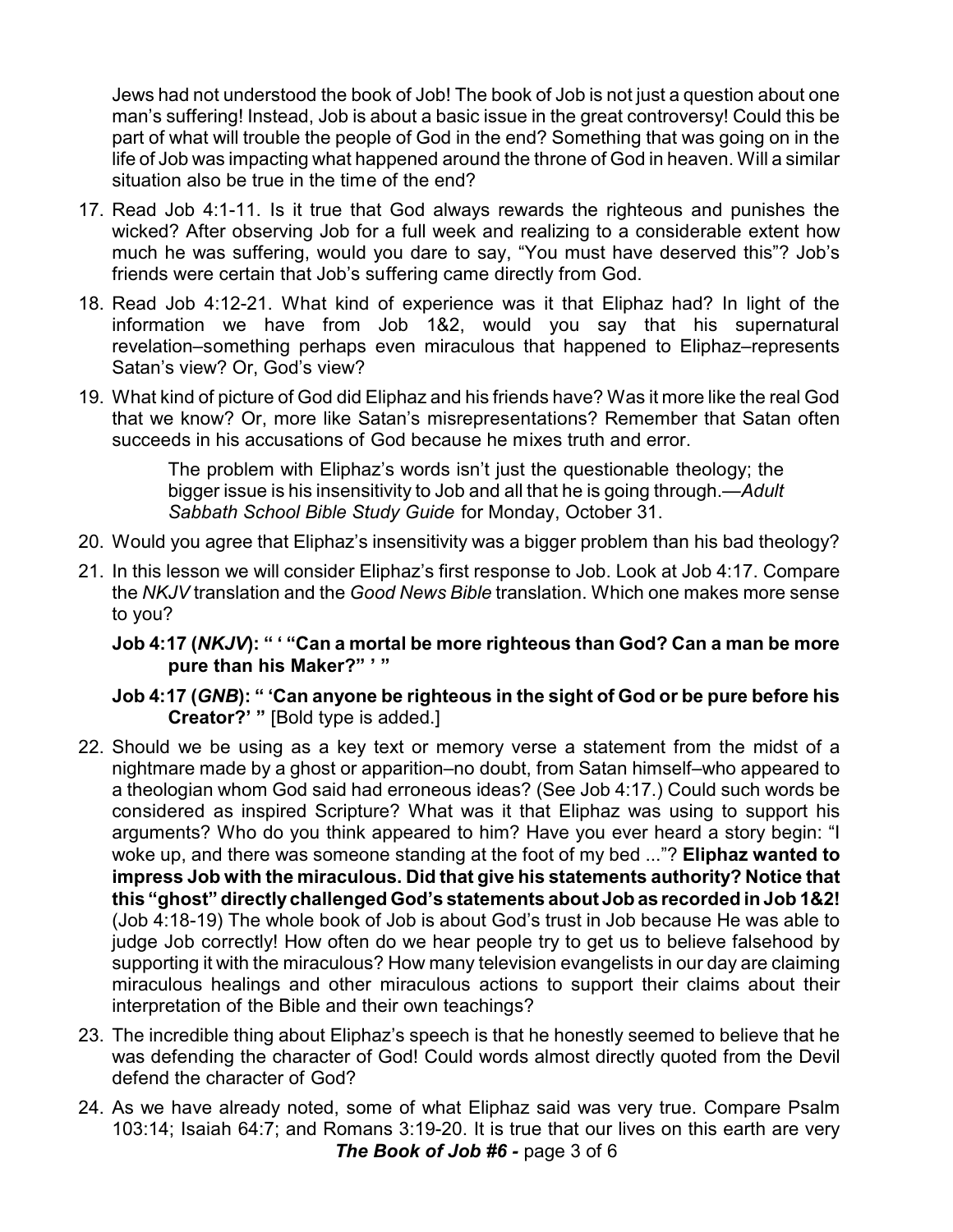Jews had not understood the book of Job! The book of Job is not just a question about one man's suffering! Instead, Job is about a basic issue in the great controversy! Could this be part of what will trouble the people of God in the end? Something that was going on in the life of Job was impacting what happened around the throne of God in heaven. Will a similar situation also be true in the time of the end?

17. Read Job 4:1-11. Is it true that God always rewards the righteous and punishes the wicked? After observing Job for a full week and realizing to a considerable extent how much he was suffering, would you dare to say, "You must have deserved this"? Job's friends were certain that Job's suffering came directly from God.

18. Read Job 4:12-21. What kind of experience was it that Eliphaz had? In light of the information we have from Job 1&2, would you say that his supernatural revelation–something perhaps even miraculous that happened to Eliphaz–represents Satan's view? Or, God's view?

19. What kind of picture of God did Eliphaz and his friends have? Was it more like the real God that we know? Or, more like Satan's misrepresentations? Remember that Satan often succeeds in his accusations of God because he mixes truth and error.

    > The problem with Eliphaz's words isn't just the questionable theology; the bigger issue is his insensitivity to Job and all that he is going through.—*Adult Sabbath School Bible Study Guide* for Monday, October 31.

20. Would you agree that Eliphaz's insensitivity was a bigger problem than his bad theology?

21. In this lesson we will consider Eliphaz's first response to Job. Look at Job 4:17. Compare the *NKJV* translation and the *Good News Bible* translation. Which one makes more sense to you?

    **Job 4:17 (*NKJV*): " ' "Can a mortal be more righteous than God? Can a man be more pure than his Maker?" ' "**

    **Job 4:17 (*GNB*): " 'Can anyone be righteous in the sight of God or be pure before his Creator?' "** [Bold type is added.]

22. Should we be using as a key text or memory verse a statement from the midst of a nightmare made by a ghost or apparition–no doubt, from Satan himself–who appeared to a theologian whom God said had erroneous ideas? (See Job 4:17.) Could such words be considered as inspired Scripture? What was it that Eliphaz was using to support his arguments? Who do you think appeared to him? Have you ever heard a story begin: "I woke up, and there was someone standing at the foot of my bed ..."? **Eliphaz wanted to impress Job with the miraculous. Did that give his statements authority? Notice that this "ghost" directly challenged God's statements about Job as recorded in Job 1&2!** (Job 4:18-19) The whole book of Job is about God's trust in Job because He was able to judge Job correctly! How often do we hear people try to get us to believe falsehood by supporting it with the miraculous? How many television evangelists in our day are claiming miraculous healings and other miraculous actions to support their claims about their interpretation of the Bible and their own teachings?

23. The incredible thing about Eliphaz's speech is that he honestly seemed to believe that he was defending the character of God! Could words almost directly quoted from the Devil defend the character of God?

24. As we have already noted, some of what Eliphaz said was very true. Compare Psalm 103:14; Isaiah 64:7; and Romans 3:19-20. It is true that our lives on this earth are very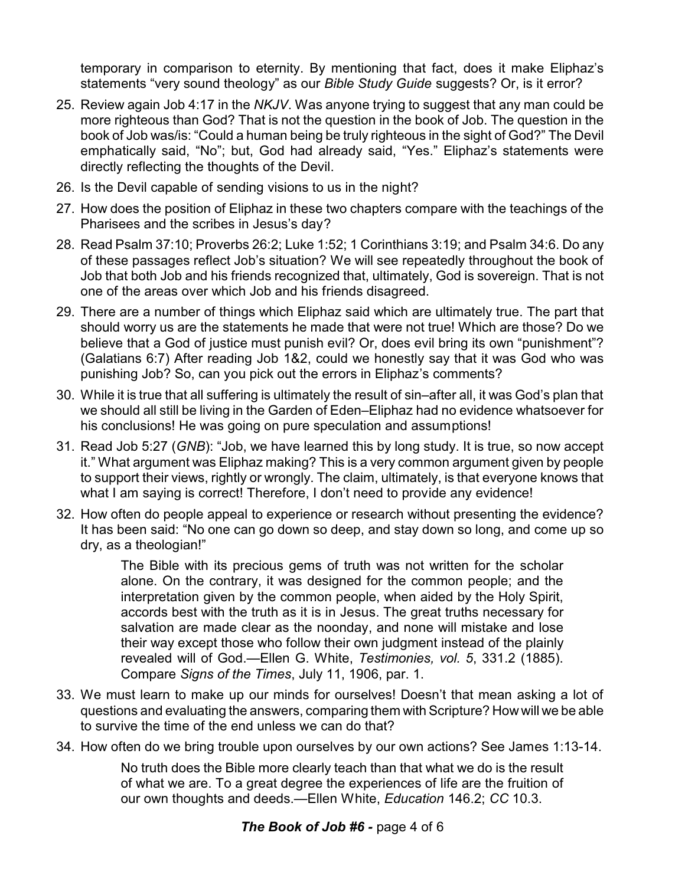temporary in comparison to eternity. By mentioning that fact, does it make Eliphaz's statements "very sound theology" as our *Bible Study Guide* suggests? Or, is it error?

25. Review again Job 4:17 in the *NKJV*. Was anyone trying to suggest that any man could be more righteous than God? That is not the question in the book of Job. The question in the book of Job was/is: "Could a human being be truly righteous in the sight of God?" The Devil emphatically said, "No"; but, God had already said, "Yes." Eliphaz's statements were directly reflecting the thoughts of the Devil.
26. Is the Devil capable of sending visions to us in the night?
27. How does the position of Eliphaz in these two chapters compare with the teachings of the Pharisees and the scribes in Jesus's day?
28. Read Psalm 37:10; Proverbs 26:2; Luke 1:52; 1 Corinthians 3:19; and Psalm 34:6. Do any of these passages reflect Job's situation? We will see repeatedly throughout the book of Job that both Job and his friends recognized that, ultimately, God is sovereign. That is not one of the areas over which Job and his friends disagreed.
29. There are a number of things which Eliphaz said which are ultimately true. The part that should worry us are the statements he made that were not true! Which are those? Do we believe that a God of justice must punish evil? Or, does evil bring its own "punishment"? (Galatians 6:7) After reading Job 1&2, could we honestly say that it was God who was punishing Job? So, can you pick out the errors in Eliphaz's comments?
30. While it is true that all suffering is ultimately the result of sin–after all, it was God's plan that we should all still be living in the Garden of Eden–Eliphaz had no evidence whatsoever for his conclusions! He was going on pure speculation and assumptions!
31. Read Job 5:27 (*GNB*): "Job, we have learned this by long study. It is true, so now accept it." What argument was Eliphaz making? This is a very common argument given by people to support their views, rightly or wrongly. The claim, ultimately, is that everyone knows that what I am saying is correct! Therefore, I don't need to provide any evidence!
32. How often do people appeal to experience or research without presenting the evidence? It has been said: "No one can go down so deep, and stay down so long, and come up so dry, as a theologian!"

    > The Bible with its precious gems of truth was not written for the scholar alone. On the contrary, it was designed for the common people; and the interpretation given by the common people, when aided by the Holy Spirit, accords best with the truth as it is in Jesus. The great truths necessary for salvation are made clear as the noonday, and none will mistake and lose their way except those who follow their own judgment instead of the plainly revealed will of God.—Ellen G. White, *Testimonies, vol. 5*, 331.2 (1885). Compare *Signs of the Times*, July 11, 1906, par. 1.

33. We must learn to make up our minds for ourselves! Doesn't that mean asking a lot of questions and evaluating the answers, comparing them with Scripture? How will we be able to survive the time of the end unless we can do that?
34. How often do we bring trouble upon ourselves by our own actions? See James 1:13-14.

    > No truth does the Bible more clearly teach than that what we do is the result of what we are. To a great degree the experiences of life are the fruition of our own thoughts and deeds.—Ellen White, *Education* 146.2; *CC* 10.3.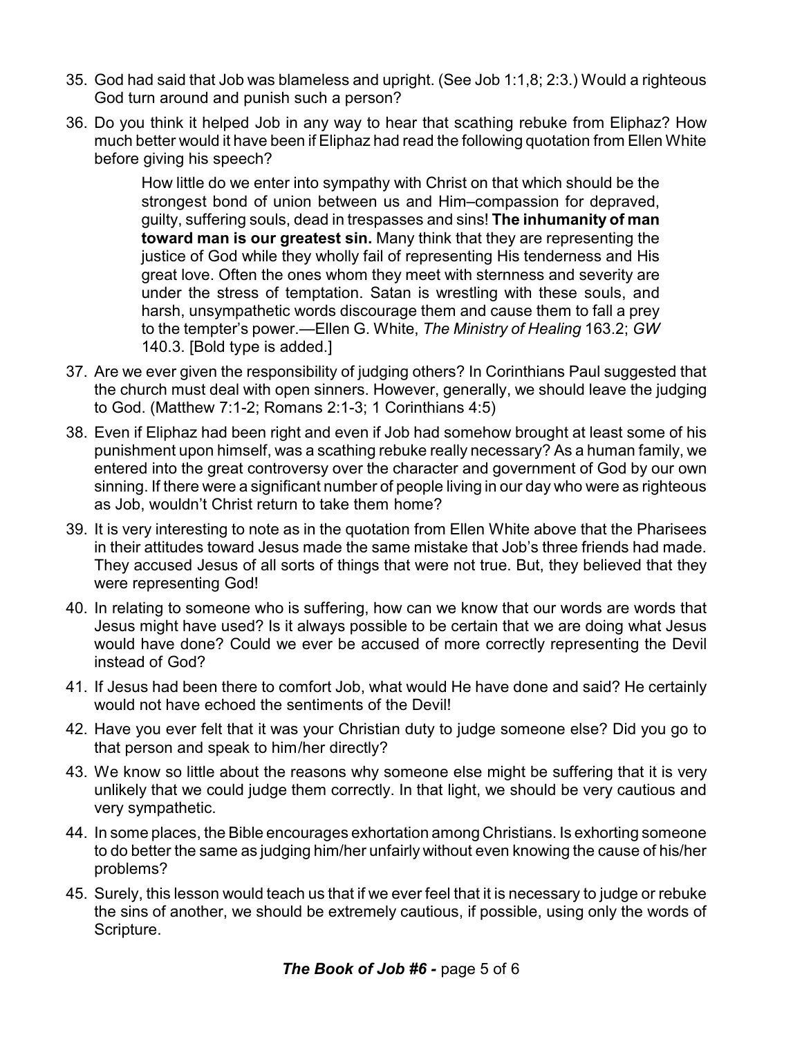35. God had said that Job was blameless and upright. (See Job 1:1,8; 2:3.) Would a righteous God turn around and punish such a person?

36. Do you think it helped Job in any way to hear that scathing rebuke from Eliphaz? How much better would it have been if Eliphaz had read the following quotation from Ellen White before giving his speech?

    > How little do we enter into sympathy with Christ on that which should be the strongest bond of union between us and Him–compassion for depraved, guilty, suffering souls, dead in trespasses and sins! **The inhumanity of man toward man is our greatest sin.** Many think that they are representing the justice of God while they wholly fail of representing His tenderness and His great love. Often the ones whom they meet with sternness and severity are under the stress of temptation. Satan is wrestling with these souls, and harsh, unsympathetic words discourage them and cause them to fall a prey to the tempter's power.—Ellen G. White, *The Ministry of Healing* 163.2; *GW* 140.3. [Bold type is added.]

37. Are we ever given the responsibility of judging others? In Corinthians Paul suggested that the church must deal with open sinners. However, generally, we should leave the judging to God. (Matthew 7:1-2; Romans 2:1-3; 1 Corinthians 4:5)

38. Even if Eliphaz had been right and even if Job had somehow brought at least some of his punishment upon himself, was a scathing rebuke really necessary? As a human family, we entered into the great controversy over the character and government of God by our own sinning. If there were a significant number of people living in our day who were as righteous as Job, wouldn't Christ return to take them home?

39. It is very interesting to note as in the quotation from Ellen White above that the Pharisees in their attitudes toward Jesus made the same mistake that Job's three friends had made. They accused Jesus of all sorts of things that were not true. But, they believed that they were representing God!

40. In relating to someone who is suffering, how can we know that our words are words that Jesus might have used? Is it always possible to be certain that we are doing what Jesus would have done? Could we ever be accused of more correctly representing the Devil instead of God?

41. If Jesus had been there to comfort Job, what would He have done and said? He certainly would not have echoed the sentiments of the Devil!

42. Have you ever felt that it was your Christian duty to judge someone else? Did you go to that person and speak to him/her directly?

43. We know so little about the reasons why someone else might be suffering that it is very unlikely that we could judge them correctly. In that light, we should be very cautious and very sympathetic.

44. In some places, the Bible encourages exhortation among Christians. Is exhorting someone to do better the same as judging him/her unfairly without even knowing the cause of his/her problems?

45. Surely, this lesson would teach us that if we ever feel that it is necessary to judge or rebuke the sins of another, we should be extremely cautious, if possible, using only the words of Scripture.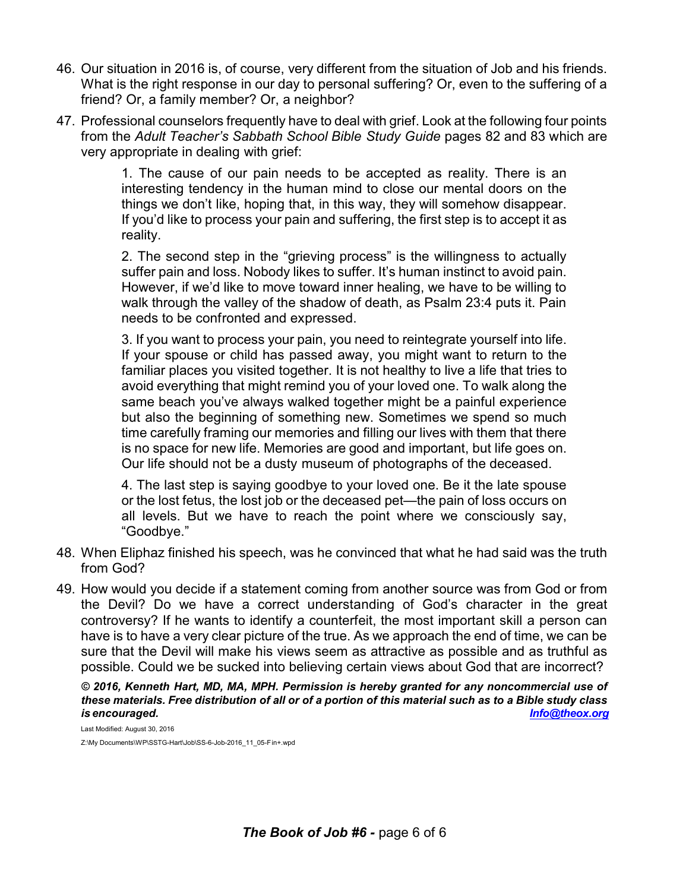46. Our situation in 2016 is, of course, very different from the situation of Job and his friends. What is the right response in our day to personal suffering? Or, even to the suffering of a friend? Or, a family member? Or, a neighbor?

47. Professional counselors frequently have to deal with grief. Look at the following four points from the *Adult Teacher's Sabbath School Bible Study Guide* pages 82 and 83 which are very appropriate in dealing with grief:

    > 1. The cause of our pain needs to be accepted as reality. There is an interesting tendency in the human mind to close our mental doors on the things we don't like, hoping that, in this way, they will somehow disappear. If you'd like to process your pain and suffering, the first step is to accept it as reality.
    >
    > 2. The second step in the "grieving process" is the willingness to actually suffer pain and loss. Nobody likes to suffer. It's human instinct to avoid pain. However, if we'd like to move toward inner healing, we have to be willing to walk through the valley of the shadow of death, as Psalm 23:4 puts it. Pain needs to be confronted and expressed.
    >
    > 3. If you want to process your pain, you need to reintegrate yourself into life. If your spouse or child has passed away, you might want to return to the familiar places you visited together. It is not healthy to live a life that tries to avoid everything that might remind you of your loved one. To walk along the same beach you've always walked together might be a painful experience but also the beginning of something new. Sometimes we spend so much time carefully framing our memories and filling our lives with them that there is no space for new life. Memories are good and important, but life goes on. Our life should not be a dusty museum of photographs of the deceased.
    >
    > 4. The last step is saying goodbye to your loved one. Be it the late spouse or the lost fetus, the lost job or the deceased pet—the pain of loss occurs on all levels. But we have to reach the point where we consciously say, "Goodbye."

48. When Eliphaz finished his speech, was he convinced that what he had said was the truth from God?

49. How would you decide if a statement coming from another source was from God or from the Devil? Do we have a correct understanding of God's character in the great controversy? If he wants to identify a counterfeit, the most important skill a person can have is to have a very clear picture of the true. As we approach the end of time, we can be sure that the Devil will make his views seem as attractive as possible and as truthful as possible. Could we be sucked into believing certain views about God that are incorrect?

***© 2016, Kenneth Hart, MD, MA, MPH. Permission is hereby granted for any noncommercial use of these materials. Free distribution of all or of a portion of this material such as to a Bible study class is encouraged.*** ***Info@theox.org***

Last Modified: August 30, 2016

Z:\My Documents\WP\SSTG-Hart\Job\SS-6-Job-2016_11_05-Fin+.wpd